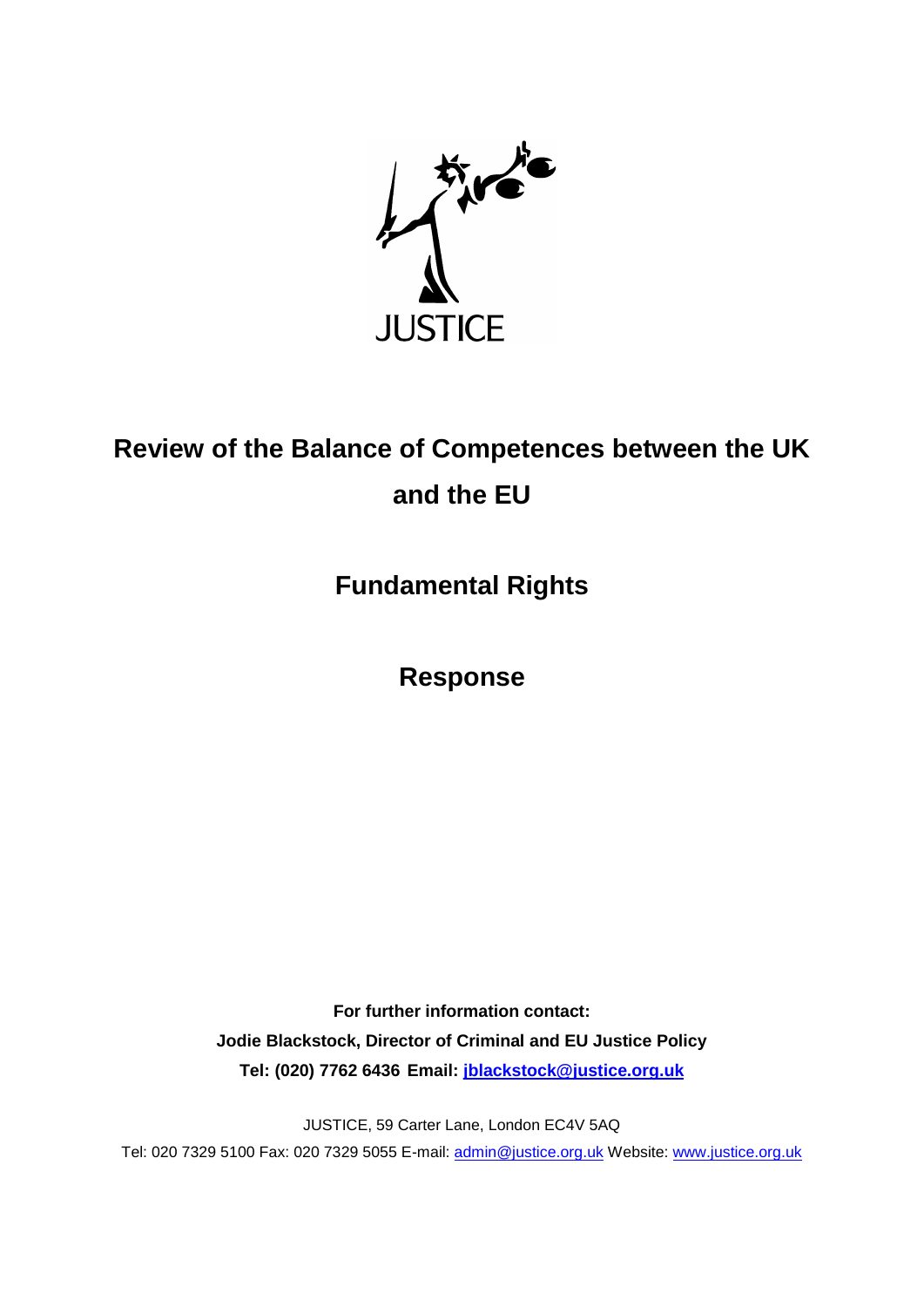JUSTICE

# Review of the Balance of Competences between the UK and the EU

## Fundamental Rights

## Response

**For further information contact:**

**Jodie Blackstock, Director of Criminal and EU Justice Policy**

**Tel: (020) 7762 6436 Email: jblackstock@justice.org.uk**

JUSTICE, 59 Carter Lane, London EC4V 5AQ

Tel: 020 7329 5100 Fax: 020 7329 5055 E-mail: admin@justice.org.uk Website: www.justice.org.uk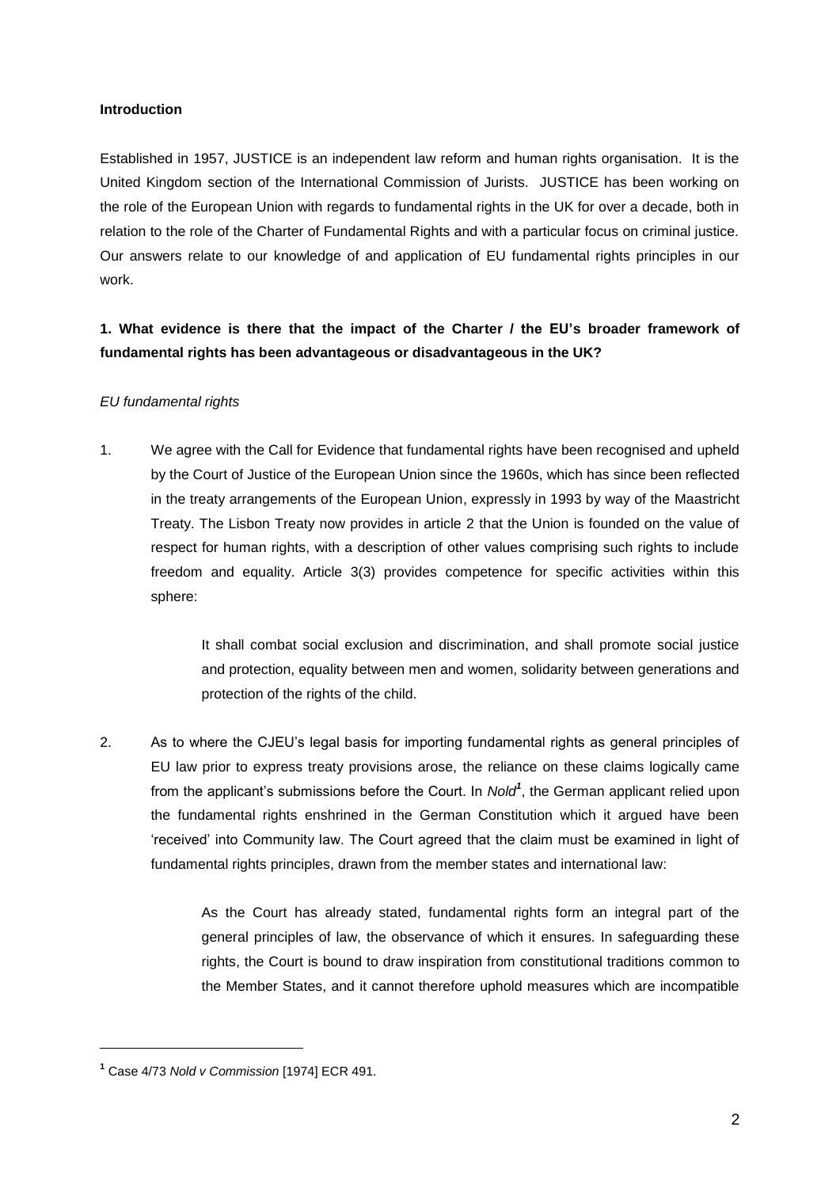**Introduction**

Established in 1957, JUSTICE is an independent law reform and human rights organisation. It is the United Kingdom section of the International Commission of Jurists. JUSTICE has been working on the role of the European Union with regards to fundamental rights in the UK for over a decade, both in relation to the role of the Charter of Fundamental Rights and with a particular focus on criminal justice. Our answers relate to our knowledge of and application of EU fundamental rights principles in our work.

**1. What evidence is there that the impact of the Charter / the EU's broader framework of fundamental rights has been advantageous or disadvantageous in the UK?**

*EU fundamental rights*

1. We agree with the Call for Evidence that fundamental rights have been recognised and upheld by the Court of Justice of the European Union since the 1960s, which has since been reflected in the treaty arrangements of the European Union, expressly in 1993 by way of the Maastricht Treaty. The Lisbon Treaty now provides in article 2 that the Union is founded on the value of respect for human rights, with a description of other values comprising such rights to include freedom and equality. Article 3(3) provides competence for specific activities within this sphere:

   > It shall combat social exclusion and discrimination, and shall promote social justice and protection, equality between men and women, solidarity between generations and protection of the rights of the child.

2. As to where the CJEU's legal basis for importing fundamental rights as general principles of EU law prior to express treaty provisions arose, the reliance on these claims logically came from the applicant's submissions before the Court. In *Nold*[1], the German applicant relied upon the fundamental rights enshrined in the German Constitution which it argued have been 'received' into Community law. The Court agreed that the claim must be examined in light of fundamental rights principles, drawn from the member states and international law:

   > As the Court has already stated, fundamental rights form an integral part of the general principles of law, the observance of which it ensures. In safeguarding these rights, the Court is bound to draw inspiration from constitutional traditions common to the Member States, and it cannot therefore uphold measures which are incompatible

---

[1] Case 4/73 *Nold v Commission* [1974] ECR 491.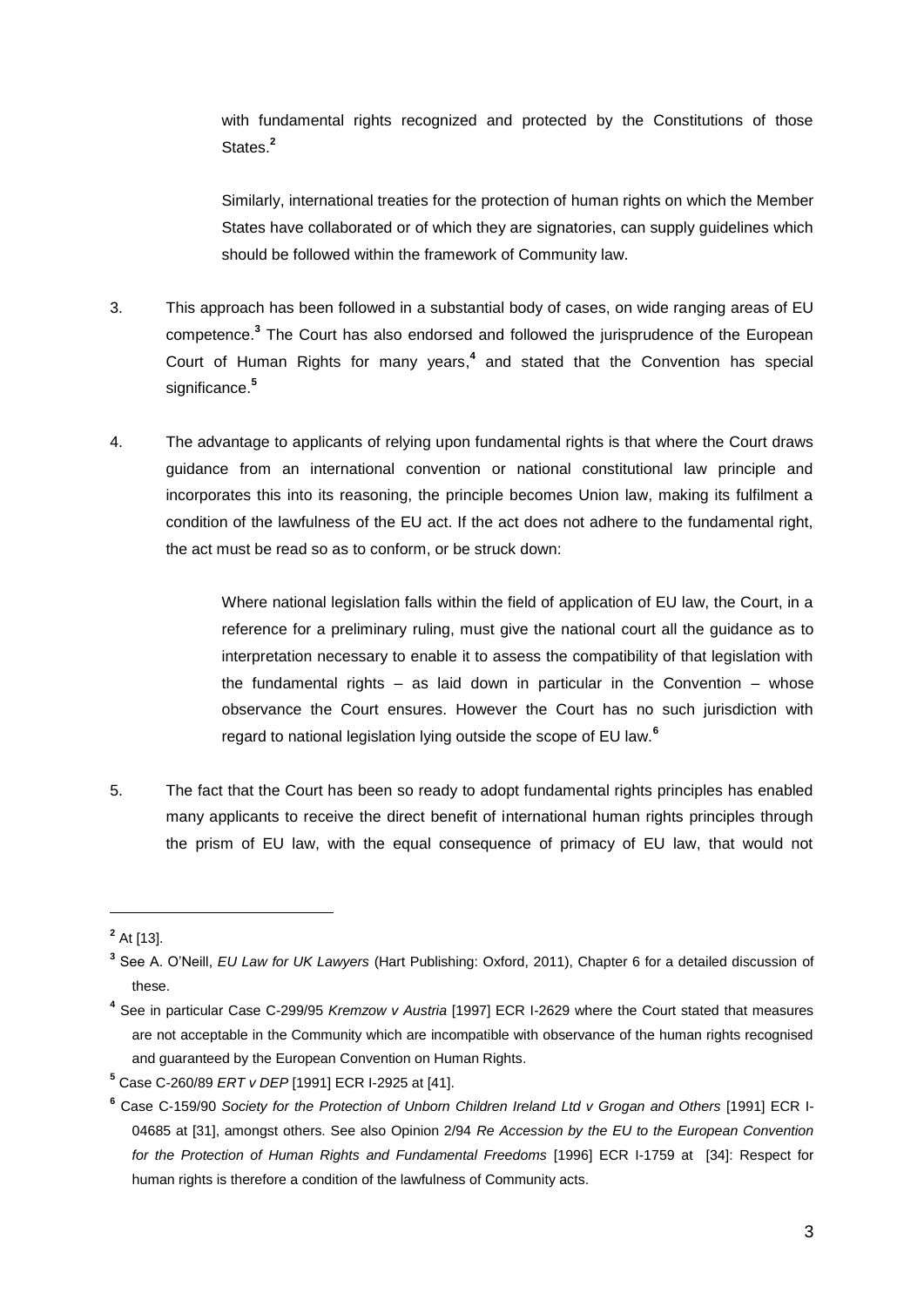> with fundamental rights recognized and protected by the Constitutions of those States.[2]
>
> Similarly, international treaties for the protection of human rights on which the Member States have collaborated or of which they are signatories, can supply guidelines which should be followed within the framework of Community law.

3. This approach has been followed in a substantial body of cases, on wide ranging areas of EU competence.[3] The Court has also endorsed and followed the jurisprudence of the European Court of Human Rights for many years,[4] and stated that the Convention has special significance.[5]

4. The advantage to applicants of relying upon fundamental rights is that where the Court draws guidance from an international convention or national constitutional law principle and incorporates this into its reasoning, the principle becomes Union law, making its fulfilment a condition of the lawfulness of the EU act. If the act does not adhere to the fundamental right, the act must be read so as to conform, or be struck down:

> Where national legislation falls within the field of application of EU law, the Court, in a reference for a preliminary ruling, must give the national court all the guidance as to interpretation necessary to enable it to assess the compatibility of that legislation with the fundamental rights – as laid down in particular in the Convention – whose observance the Court ensures. However the Court has no such jurisdiction with regard to national legislation lying outside the scope of EU law.[6]

5. The fact that the Court has been so ready to adopt fundamental rights principles has enabled many applicants to receive the direct benefit of international human rights principles through the prism of EU law, with the equal consequence of primacy of EU law, that would not

---

[2] At [13].

[3] See A. O'Neill, *EU Law for UK Lawyers* (Hart Publishing: Oxford, 2011), Chapter 6 for a detailed discussion of these.

[4] See in particular Case C-299/95 *Kremzow v Austria* [1997] ECR I-2629 where the Court stated that measures are not acceptable in the Community which are incompatible with observance of the human rights recognised and guaranteed by the European Convention on Human Rights.

[5] Case C-260/89 *ERT v DEP* [1991] ECR I-2925 at [41].

[6] Case C-159/90 *Society for the Protection of Unborn Children Ireland Ltd v Grogan and Others* [1991] ECR I-04685 at [31], amongst others. See also Opinion 2/94 *Re Accession by the EU to the European Convention for the Protection of Human Rights and Fundamental Freedoms* [1996] ECR I-1759 at [34]: Respect for human rights is therefore a condition of the lawfulness of Community acts.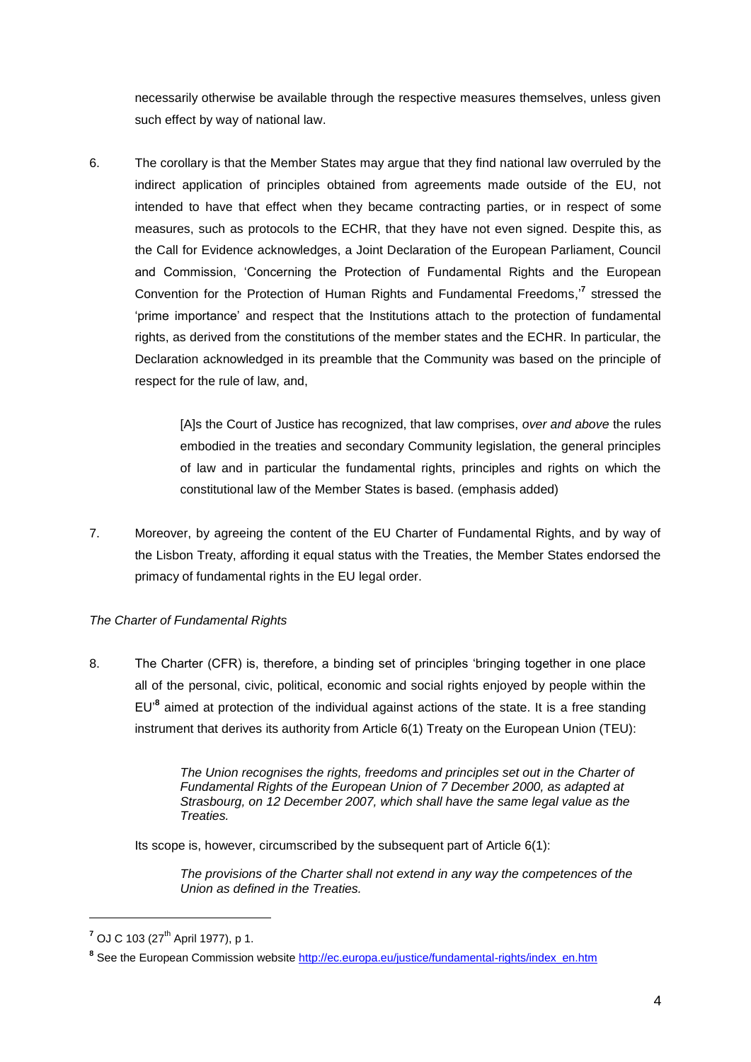necessarily otherwise be available through the respective measures themselves, unless given such effect by way of national law.

6. The corollary is that the Member States may argue that they find national law overruled by the indirect application of principles obtained from agreements made outside of the EU, not intended to have that effect when they became contracting parties, or in respect of some measures, such as protocols to the ECHR, that they have not even signed. Despite this, as the Call for Evidence acknowledges, a Joint Declaration of the European Parliament, Council and Commission, 'Concerning the Protection of Fundamental Rights and the European Convention for the Protection of Human Rights and Fundamental Freedoms,'[7] stressed the 'prime importance' and respect that the Institutions attach to the protection of fundamental rights, as derived from the constitutions of the member states and the ECHR. In particular, the Declaration acknowledged in its preamble that the Community was based on the principle of respect for the rule of law, and,

> [A]s the Court of Justice has recognized, that law comprises, *over and above* the rules embodied in the treaties and secondary Community legislation, the general principles of law and in particular the fundamental rights, principles and rights on which the constitutional law of the Member States is based. (emphasis added)

7. Moreover, by agreeing the content of the EU Charter of Fundamental Rights, and by way of the Lisbon Treaty, affording it equal status with the Treaties, the Member States endorsed the primacy of fundamental rights in the EU legal order.

*The Charter of Fundamental Rights*

8. The Charter (CFR) is, therefore, a binding set of principles 'bringing together in one place all of the personal, civic, political, economic and social rights enjoyed by people within the EU'[8] aimed at protection of the individual against actions of the state. It is a free standing instrument that derives its authority from Article 6(1) Treaty on the European Union (TEU):

> *The Union recognises the rights, freedoms and principles set out in the Charter of Fundamental Rights of the European Union of 7 December 2000, as adapted at Strasbourg, on 12 December 2007, which shall have the same legal value as the Treaties.*

Its scope is, however, circumscribed by the subsequent part of Article 6(1):

> *The provisions of the Charter shall not extend in any way the competences of the Union as defined in the Treaties.*

---

[7] OJ C 103 (27th April 1977), p 1.

[8] See the European Commission website http://ec.europa.eu/justice/fundamental-rights/index_en.htm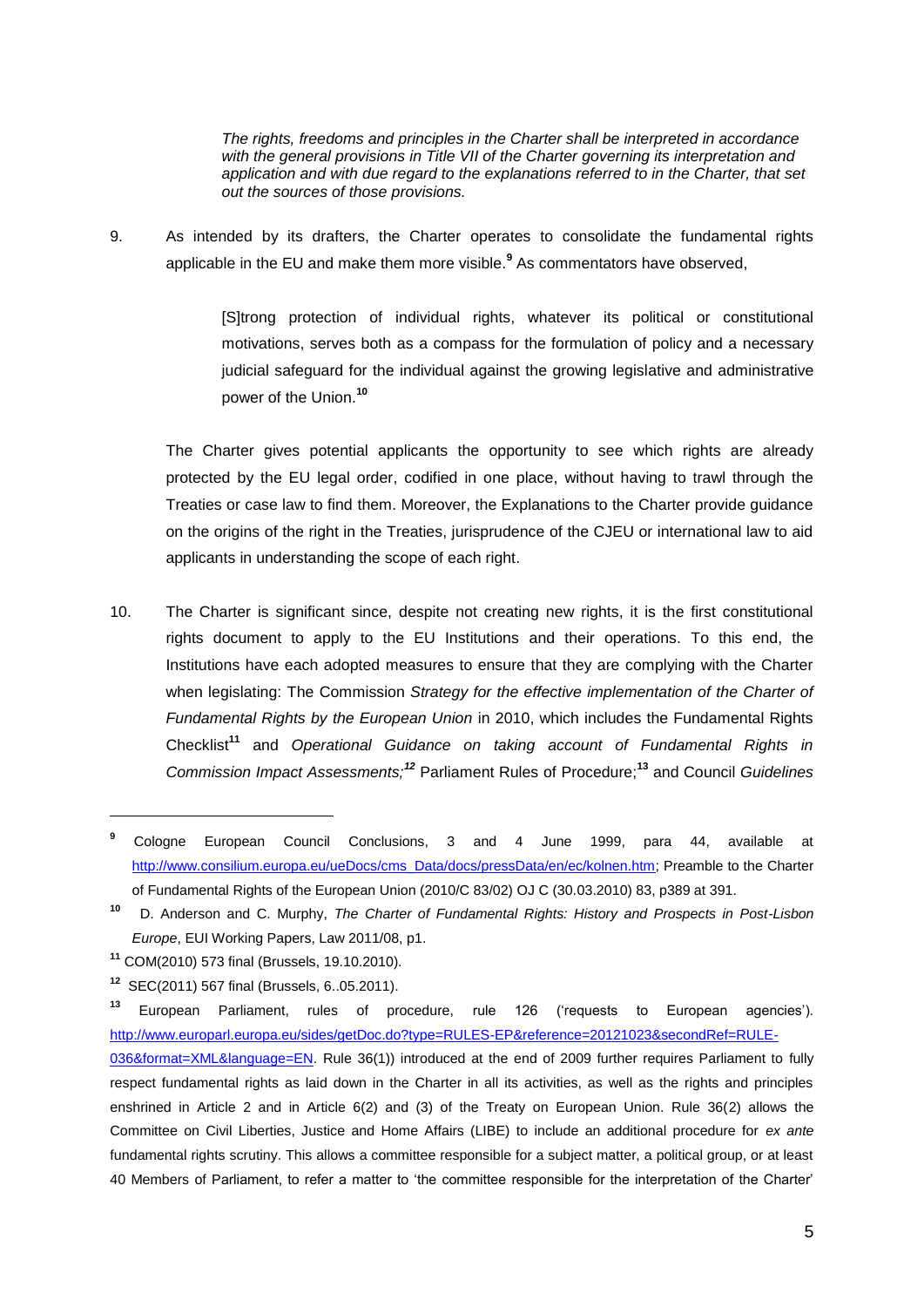> *The rights, freedoms and principles in the Charter shall be interpreted in accordance with the general provisions in Title VII of the Charter governing its interpretation and application and with due regard to the explanations referred to in the Charter, that set out the sources of those provisions.*

9. As intended by its drafters, the Charter operates to consolidate the fundamental rights applicable in the EU and make them more visible.[9] As commentators have observed,

> [S]trong protection of individual rights, whatever its political or constitutional motivations, serves both as a compass for the formulation of policy and a necessary judicial safeguard for the individual against the growing legislative and administrative power of the Union.[10]

The Charter gives potential applicants the opportunity to see which rights are already protected by the EU legal order, codified in one place, without having to trawl through the Treaties or case law to find them. Moreover, the Explanations to the Charter provide guidance on the origins of the right in the Treaties, jurisprudence of the CJEU or international law to aid applicants in understanding the scope of each right.

10. The Charter is significant since, despite not creating new rights, it is the first constitutional rights document to apply to the EU Institutions and their operations. To this end, the Institutions have each adopted measures to ensure that they are complying with the Charter when legislating: The Commission *Strategy for the effective implementation of the Charter of Fundamental Rights by the European Union* in 2010, which includes the Fundamental Rights Checklist[11] and *Operational Guidance on taking account of Fundamental Rights in Commission Impact Assessments;*[12] Parliament Rules of Procedure;[13] and Council *Guidelines*

---

[9] Cologne European Council Conclusions, 3 and 4 June 1999, para 44, available at http://www.consilium.europa.eu/ueDocs/cms_Data/docs/pressData/en/ec/kolnen.htm; Preamble to the Charter of Fundamental Rights of the European Union (2010/C 83/02) OJ C (30.03.2010) 83, p389 at 391.

[10] D. Anderson and C. Murphy, *The Charter of Fundamental Rights: History and Prospects in Post-Lisbon Europe*, EUI Working Papers, Law 2011/08, p1.

[11] COM(2010) 573 final (Brussels, 19.10.2010).

[12] SEC(2011) 567 final (Brussels, 6..05.2011).

[13] European Parliament, rules of procedure, rule 126 ('requests to European agencies'). http://www.europarl.europa.eu/sides/getDoc.do?type=RULES-EP&reference=20121023&secondRef=RULE-036&format=XML&language=EN. Rule 36(1)) introduced at the end of 2009 further requires Parliament to fully respect fundamental rights as laid down in the Charter in all its activities, as well as the rights and principles enshrined in Article 2 and in Article 6(2) and (3) of the Treaty on European Union. Rule 36(2) allows the Committee on Civil Liberties, Justice and Home Affairs (LIBE) to include an additional procedure for *ex ante* fundamental rights scrutiny. This allows a committee responsible for a subject matter, a political group, or at least 40 Members of Parliament, to refer a matter to 'the committee responsible for the interpretation of the Charter'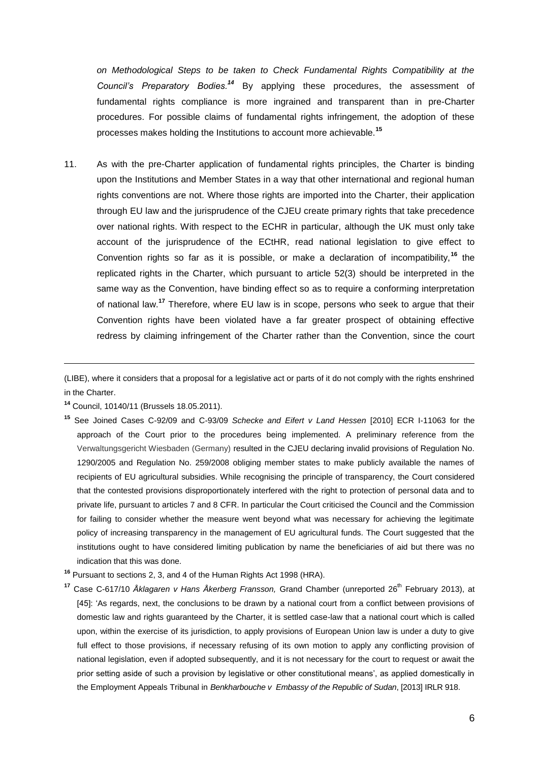*on Methodological Steps to be taken to Check Fundamental Rights Compatibility at the Council's Preparatory Bodies.*[14] By applying these procedures, the assessment of fundamental rights compliance is more ingrained and transparent than in pre-Charter procedures. For possible claims of fundamental rights infringement, the adoption of these processes makes holding the Institutions to account more achievable.[15]

11. As with the pre-Charter application of fundamental rights principles, the Charter is binding upon the Institutions and Member States in a way that other international and regional human rights conventions are not. Where those rights are imported into the Charter, their application through EU law and the jurisprudence of the CJEU create primary rights that take precedence over national rights. With respect to the ECHR in particular, although the UK must only take account of the jurisprudence of the ECtHR, read national legislation to give effect to Convention rights so far as it is possible, or make a declaration of incompatibility,[16] the replicated rights in the Charter, which pursuant to article 52(3) should be interpreted in the same way as the Convention, have binding effect so as to require a conforming interpretation of national law.[17] Therefore, where EU law is in scope, persons who seek to argue that their Convention rights have been violated have a far greater prospect of obtaining effective redress by claiming infringement of the Charter rather than the Convention, since the court

---

(LIBE), where it considers that a proposal for a legislative act or parts of it do not comply with the rights enshrined in the Charter.

[14] Council, 10140/11 (Brussels 18.05.2011).

[15] See Joined Cases C-92/09 and C-93/09 *Schecke and Eifert v Land Hessen* [2010] ECR I-11063 for the approach of the Court prior to the procedures being implemented. A preliminary reference from the Verwaltungsgericht Wiesbaden (Germany) resulted in the CJEU declaring invalid provisions of Regulation No. 1290/2005 and Regulation No. 259/2008 obliging member states to make publicly available the names of recipients of EU agricultural subsidies. While recognising the principle of transparency, the Court considered that the contested provisions disproportionately interfered with the right to protection of personal data and to private life, pursuant to articles 7 and 8 CFR. In particular the Court criticised the Council and the Commission for failing to consider whether the measure went beyond what was necessary for achieving the legitimate policy of increasing transparency in the management of EU agricultural funds. The Court suggested that the institutions ought to have considered limiting publication by name the beneficiaries of aid but there was no indication that this was done.

[16] Pursuant to sections 2, 3, and 4 of the Human Rights Act 1998 (HRA).

[17] Case C-617/10 *Åklagaren v Hans Åkerberg Fransson,* Grand Chamber (unreported 26th February 2013), at [45]: 'As regards, next, the conclusions to be drawn by a national court from a conflict between provisions of domestic law and rights guaranteed by the Charter, it is settled case-law that a national court which is called upon, within the exercise of its jurisdiction, to apply provisions of European Union law is under a duty to give full effect to those provisions, if necessary refusing of its own motion to apply any conflicting provision of national legislation, even if adopted subsequently, and it is not necessary for the court to request or await the prior setting aside of such a provision by legislative or other constitutional means', as applied domestically in the Employment Appeals Tribunal in *Benkharbouche v Embassy of the Republic of Sudan*, [2013] IRLR 918.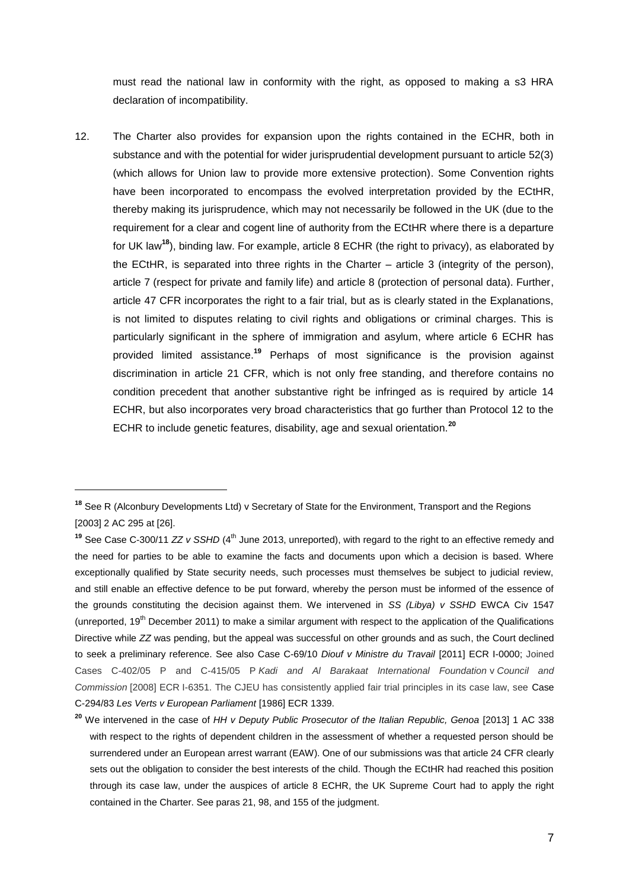must read the national law in conformity with the right, as opposed to making a s3 HRA declaration of incompatibility.

12. The Charter also provides for expansion upon the rights contained in the ECHR, both in substance and with the potential for wider jurisprudential development pursuant to article 52(3) (which allows for Union law to provide more extensive protection). Some Convention rights have been incorporated to encompass the evolved interpretation provided by the ECtHR, thereby making its jurisprudence, which may not necessarily be followed in the UK (due to the requirement for a clear and cogent line of authority from the ECtHR where there is a departure for UK law[18]), binding law. For example, article 8 ECHR (the right to privacy), as elaborated by the ECtHR, is separated into three rights in the Charter – article 3 (integrity of the person), article 7 (respect for private and family life) and article 8 (protection of personal data). Further, article 47 CFR incorporates the right to a fair trial, but as is clearly stated in the Explanations, is not limited to disputes relating to civil rights and obligations or criminal charges. This is particularly significant in the sphere of immigration and asylum, where article 6 ECHR has provided limited assistance.[19] Perhaps of most significance is the provision against discrimination in article 21 CFR, which is not only free standing, and therefore contains no condition precedent that another substantive right be infringed as is required by article 14 ECHR, but also incorporates very broad characteristics that go further than Protocol 12 to the ECHR to include genetic features, disability, age and sexual orientation.[20]

---

[18] See R (Alconbury Developments Ltd) v Secretary of State for the Environment, Transport and the Regions [2003] 2 AC 295 at [26].

[19] See Case C-300/11 *ZZ v SSHD* (4th June 2013, unreported), with regard to the right to an effective remedy and the need for parties to be able to examine the facts and documents upon which a decision is based. Where exceptionally qualified by State security needs, such processes must themselves be subject to judicial review, and still enable an effective defence to be put forward, whereby the person must be informed of the essence of the grounds constituting the decision against them. We intervened in *SS (Libya) v SSHD* EWCA Civ 1547 (unreported, 19th December 2011) to make a similar argument with respect to the application of the Qualifications Directive while *ZZ* was pending, but the appeal was successful on other grounds and as such, the Court declined to seek a preliminary reference. See also Case C-69/10 *Diouf v Ministre du Travail* [2011] ECR I-0000; Joined Cases C-402/05 P and C-415/05 P *Kadi and Al Barakaat International Foundation* v *Council and Commission* [2008] ECR I-6351. The CJEU has consistently applied fair trial principles in its case law, see Case C-294/83 *Les Verts v European Parliament* [1986] ECR 1339.

[20] We intervened in the case of *HH v Deputy Public Prosecutor of the Italian Republic, Genoa* [2013] 1 AC 338 with respect to the rights of dependent children in the assessment of whether a requested person should be surrendered under an European arrest warrant (EAW). One of our submissions was that article 24 CFR clearly sets out the obligation to consider the best interests of the child. Though the ECtHR had reached this position through its case law, under the auspices of article 8 ECHR, the UK Supreme Court had to apply the right contained in the Charter. See paras 21, 98, and 155 of the judgment.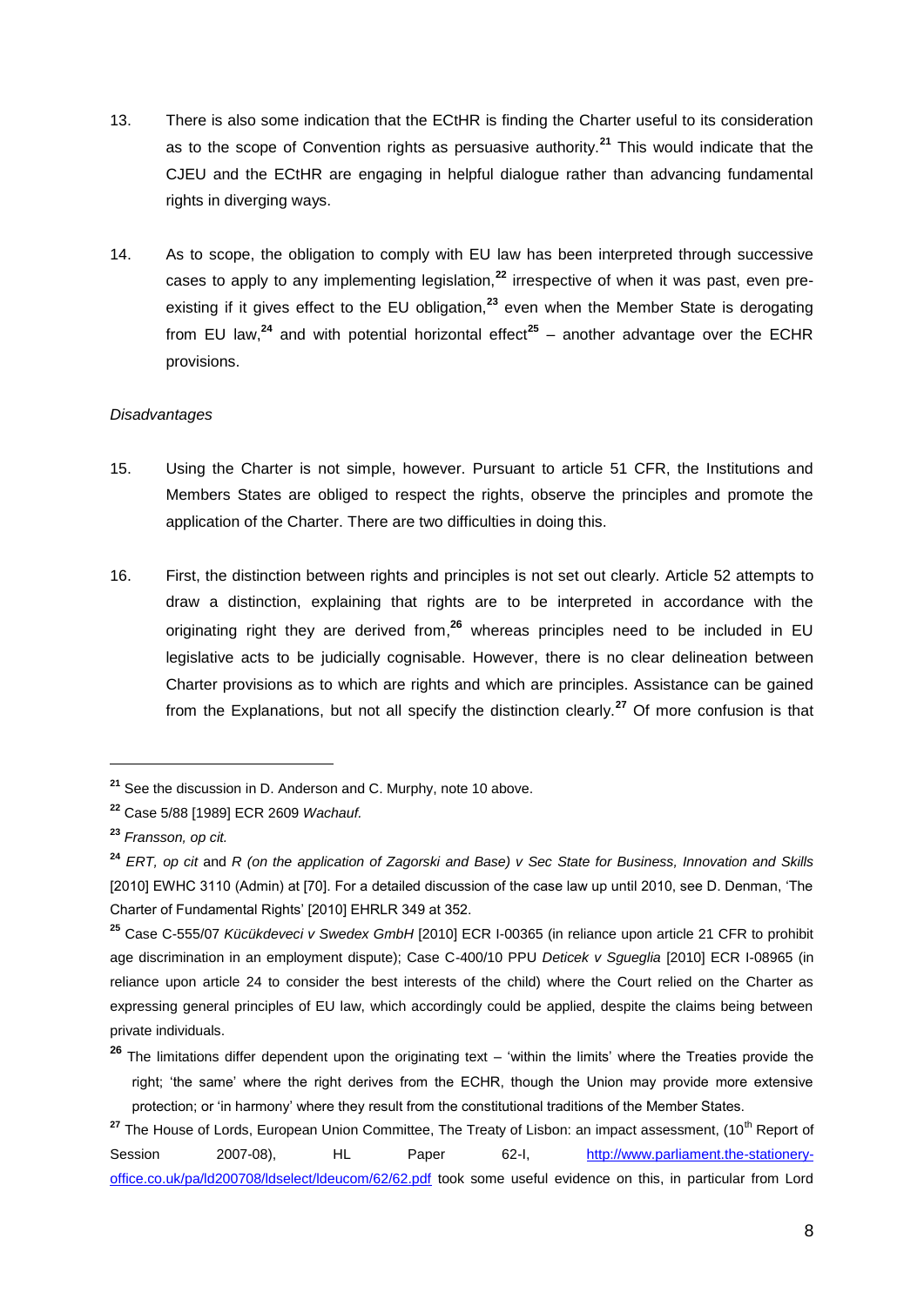13. There is also some indication that the ECtHR is finding the Charter useful to its consideration as to the scope of Convention rights as persuasive authority.[21] This would indicate that the CJEU and the ECtHR are engaging in helpful dialogue rather than advancing fundamental rights in diverging ways.

14. As to scope, the obligation to comply with EU law has been interpreted through successive cases to apply to any implementing legislation,[22] irrespective of when it was past, even pre-existing if it gives effect to the EU obligation,[23] even when the Member State is derogating from EU law,[24] and with potential horizontal effect[25] – another advantage over the ECHR provisions.

*Disadvantages*

15. Using the Charter is not simple, however. Pursuant to article 51 CFR, the Institutions and Members States are obliged to respect the rights, observe the principles and promote the application of the Charter. There are two difficulties in doing this.

16. First, the distinction between rights and principles is not set out clearly. Article 52 attempts to draw a distinction, explaining that rights are to be interpreted in accordance with the originating right they are derived from,[26] whereas principles need to be included in EU legislative acts to be judicially cognisable. However, there is no clear delineation between Charter provisions as to which are rights and which are principles. Assistance can be gained from the Explanations, but not all specify the distinction clearly.[27] Of more confusion is that

---

[21] See the discussion in D. Anderson and C. Murphy, note 10 above.

[22] Case 5/88 [1989] ECR 2609 *Wachauf.*

[23] *Fransson, op cit.*

[24] *ERT, op cit* and *R (on the application of Zagorski and Base) v Sec State for Business, Innovation and Skills* [2010] EWHC 3110 (Admin) at [70]. For a detailed discussion of the case law up until 2010, see D. Denman, 'The Charter of Fundamental Rights' [2010] EHRLR 349 at 352.

[25] Case C-555/07 *Kücükdeveci v Swedex GmbH* [2010] ECR I-00365 (in reliance upon article 21 CFR to prohibit age discrimination in an employment dispute); Case C-400/10 PPU *Deticek v Sgueglia* [2010] ECR I-08965 (in reliance upon article 24 to consider the best interests of the child) where the Court relied on the Charter as expressing general principles of EU law, which accordingly could be applied, despite the claims being between private individuals.

[26] The limitations differ dependent upon the originating text – 'within the limits' where the Treaties provide the right; 'the same' where the right derives from the ECHR, though the Union may provide more extensive protection; or 'in harmony' where they result from the constitutional traditions of the Member States.

[27] The House of Lords, European Union Committee, The Treaty of Lisbon: an impact assessment, (10th Report of Session 2007-08), HL Paper 62-I, http://www.parliament.the-stationery-office.co.uk/pa/ld200708/ldselect/ldeucom/62/62.pdf took some useful evidence on this, in particular from Lord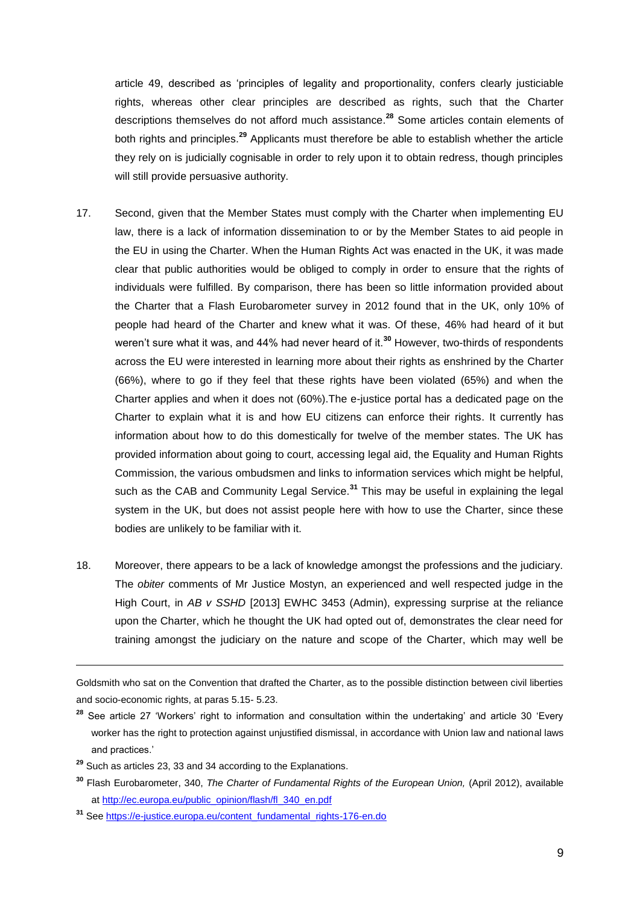article 49, described as 'principles of legality and proportionality, confers clearly justiciable rights, whereas other clear principles are described as rights, such that the Charter descriptions themselves do not afford much assistance.[28] Some articles contain elements of both rights and principles.[29] Applicants must therefore be able to establish whether the article they rely on is judicially cognisable in order to rely upon it to obtain redress, though principles will still provide persuasive authority.

17. Second, given that the Member States must comply with the Charter when implementing EU law, there is a lack of information dissemination to or by the Member States to aid people in the EU in using the Charter. When the Human Rights Act was enacted in the UK, it was made clear that public authorities would be obliged to comply in order to ensure that the rights of individuals were fulfilled. By comparison, there has been so little information provided about the Charter that a Flash Eurobarometer survey in 2012 found that in the UK, only 10% of people had heard of the Charter and knew what it was. Of these, 46% had heard of it but weren't sure what it was, and 44% had never heard of it.[30] However, two-thirds of respondents across the EU were interested in learning more about their rights as enshrined by the Charter (66%), where to go if they feel that these rights have been violated (65%) and when the Charter applies and when it does not (60%).The e-justice portal has a dedicated page on the Charter to explain what it is and how EU citizens can enforce their rights. It currently has information about how to do this domestically for twelve of the member states. The UK has provided information about going to court, accessing legal aid, the Equality and Human Rights Commission, the various ombudsmen and links to information services which might be helpful, such as the CAB and Community Legal Service.[31] This may be useful in explaining the legal system in the UK, but does not assist people here with how to use the Charter, since these bodies are unlikely to be familiar with it.

18. Moreover, there appears to be a lack of knowledge amongst the professions and the judiciary. The *obiter* comments of Mr Justice Mostyn, an experienced and well respected judge in the High Court, in *AB v SSHD* [2013] EWHC 3453 (Admin), expressing surprise at the reliance upon the Charter, which he thought the UK had opted out of, demonstrates the clear need for training amongst the judiciary on the nature and scope of the Charter, which may well be

---

Goldsmith who sat on the Convention that drafted the Charter, as to the possible distinction between civil liberties and socio-economic rights, at paras 5.15- 5.23.

[28] See article 27 'Workers' right to information and consultation within the undertaking' and article 30 'Every worker has the right to protection against unjustified dismissal, in accordance with Union law and national laws and practices.'

[29] Such as articles 23, 33 and 34 according to the Explanations.

[30] Flash Eurobarometer, 340, *The Charter of Fundamental Rights of the European Union,* (April 2012), available at http://ec.europa.eu/public_opinion/flash/fl_340_en.pdf

[31] See https://e-justice.europa.eu/content_fundamental_rights-176-en.do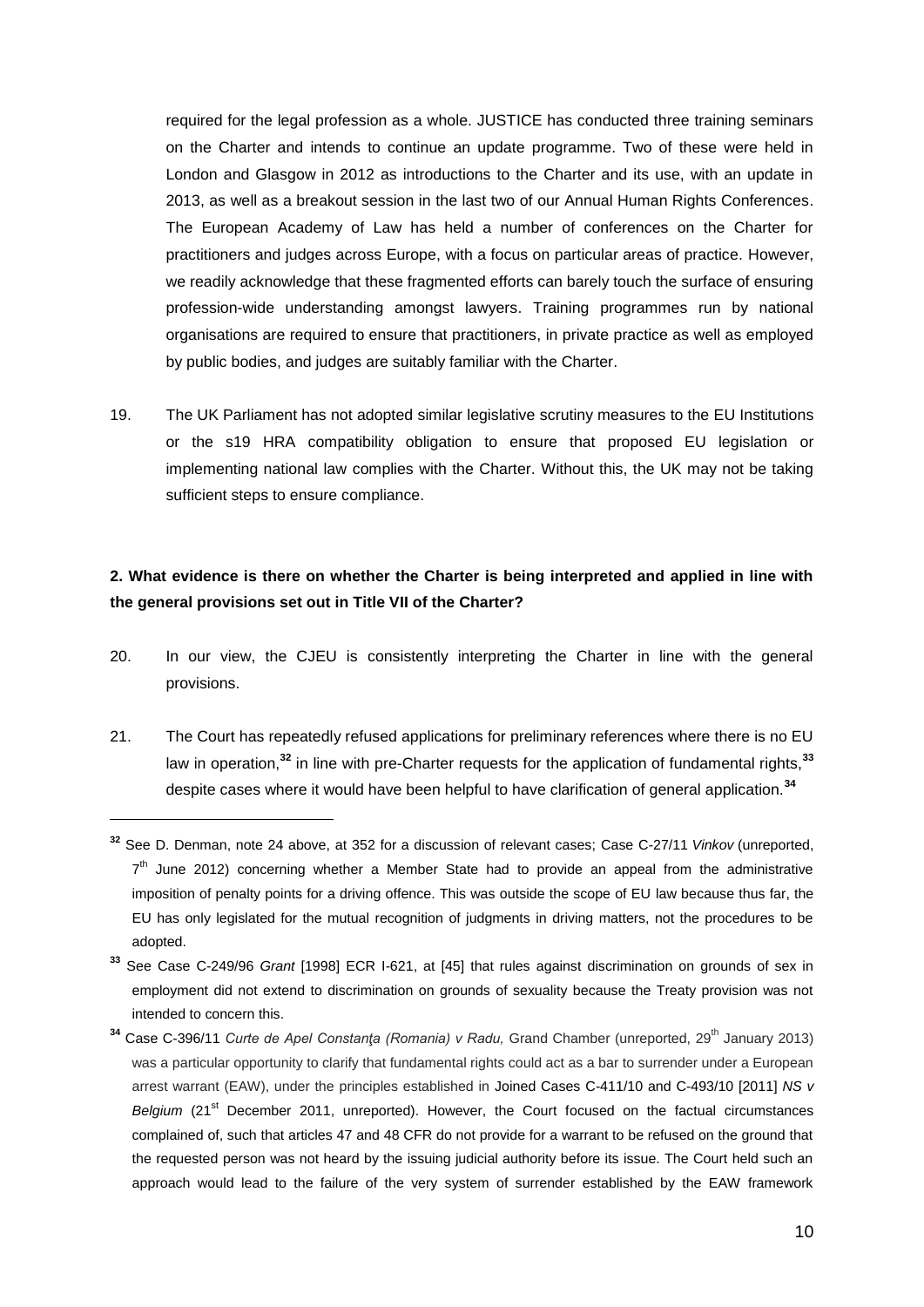required for the legal profession as a whole. JUSTICE has conducted three training seminars on the Charter and intends to continue an update programme. Two of these were held in London and Glasgow in 2012 as introductions to the Charter and its use, with an update in 2013, as well as a breakout session in the last two of our Annual Human Rights Conferences. The European Academy of Law has held a number of conferences on the Charter for practitioners and judges across Europe, with a focus on particular areas of practice. However, we readily acknowledge that these fragmented efforts can barely touch the surface of ensuring profession-wide understanding amongst lawyers. Training programmes run by national organisations are required to ensure that practitioners, in private practice as well as employed by public bodies, and judges are suitably familiar with the Charter.

19. The UK Parliament has not adopted similar legislative scrutiny measures to the EU Institutions or the s19 HRA compatibility obligation to ensure that proposed EU legislation or implementing national law complies with the Charter. Without this, the UK may not be taking sufficient steps to ensure compliance.

**2. What evidence is there on whether the Charter is being interpreted and applied in line with the general provisions set out in Title VII of the Charter?**

20. In our view, the CJEU is consistently interpreting the Charter in line with the general provisions.

21. The Court has repeatedly refused applications for preliminary references where there is no EU law in operation,[32] in line with pre-Charter requests for the application of fundamental rights,[33] despite cases where it would have been helpful to have clarification of general application.[34]

---

[32] See D. Denman, note 24 above, at 352 for a discussion of relevant cases; Case C-27/11 *Vinkov* (unreported, 7th June 2012) concerning whether a Member State had to provide an appeal from the administrative imposition of penalty points for a driving offence. This was outside the scope of EU law because thus far, the EU has only legislated for the mutual recognition of judgments in driving matters, not the procedures to be adopted.

[33] See Case C-249/96 *Grant* [1998] ECR I-621, at [45] that rules against discrimination on grounds of sex in employment did not extend to discrimination on grounds of sexuality because the Treaty provision was not intended to concern this.

[34] Case C-396/11 *Curte de Apel Constanţa (Romania) v Radu,* Grand Chamber (unreported, 29th January 2013) was a particular opportunity to clarify that fundamental rights could act as a bar to surrender under a European arrest warrant (EAW), under the principles established in Joined Cases C-411/10 and C-493/10 [2011] *NS v Belgium* (21st December 2011, unreported). However, the Court focused on the factual circumstances complained of, such that articles 47 and 48 CFR do not provide for a warrant to be refused on the ground that the requested person was not heard by the issuing judicial authority before its issue. The Court held such an approach would lead to the failure of the very system of surrender established by the EAW framework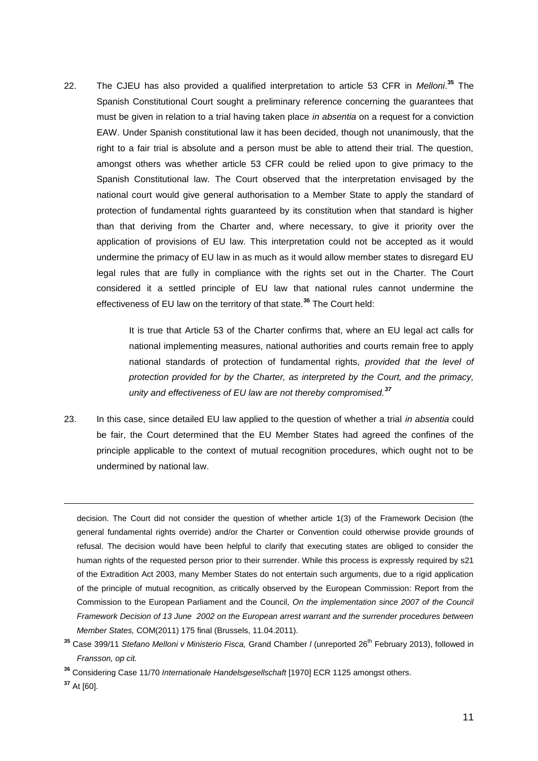22. The CJEU has also provided a qualified interpretation to article 53 CFR in *Melloni*.[35] The Spanish Constitutional Court sought a preliminary reference concerning the guarantees that must be given in relation to a trial having taken place *in absentia* on a request for a conviction EAW. Under Spanish constitutional law it has been decided, though not unanimously, that the right to a fair trial is absolute and a person must be able to attend their trial. The question, amongst others was whether article 53 CFR could be relied upon to give primacy to the Spanish Constitutional law. The Court observed that the interpretation envisaged by the national court would give general authorisation to a Member State to apply the standard of protection of fundamental rights guaranteed by its constitution when that standard is higher than that deriving from the Charter and, where necessary, to give it priority over the application of provisions of EU law. This interpretation could not be accepted as it would undermine the primacy of EU law in as much as it would allow member states to disregard EU legal rules that are fully in compliance with the rights set out in the Charter. The Court considered it a settled principle of EU law that national rules cannot undermine the effectiveness of EU law on the territory of that state.[36] The Court held:

> It is true that Article 53 of the Charter confirms that, where an EU legal act calls for national implementing measures, national authorities and courts remain free to apply national standards of protection of fundamental rights, *provided that the level of protection provided for by the Charter, as interpreted by the Court, and the primacy, unity and effectiveness of EU law are not thereby compromised.*[37]

23. In this case, since detailed EU law applied to the question of whether a trial *in absentia* could be fair, the Court determined that the EU Member States had agreed the confines of the principle applicable to the context of mutual recognition procedures, which ought not to be undermined by national law.

---

decision. The Court did not consider the question of whether article 1(3) of the Framework Decision (the general fundamental rights override) and/or the Charter or Convention could otherwise provide grounds of refusal. The decision would have been helpful to clarify that executing states are obliged to consider the human rights of the requested person prior to their surrender. While this process is expressly required by s21 of the Extradition Act 2003, many Member States do not entertain such arguments, due to a rigid application of the principle of mutual recognition, as critically observed by the European Commission: Report from the Commission to the European Parliament and the Council*, On the implementation since 2007 of the Council Framework Decision of 13 June 2002 on the European arrest warrant and the surrender procedures between Member States,* COM(2011) 175 final (Brussels, 11.04.2011).

[35] Case 399/11 *Stefano Melloni v Ministerio Fisca,* Grand Chamber *l* (unreported 26th February 2013), followed in *Fransson, op cit.*

[36] Considering Case 11/70 *Internationale Handelsgesellschaft* [1970] ECR 1125 amongst others.

[37] At [60].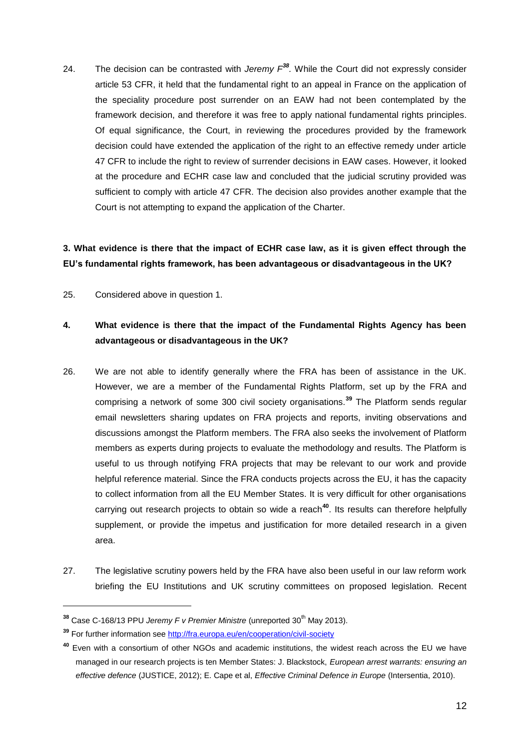24. The decision can be contrasted with *Jeremy F*[38]. While the Court did not expressly consider article 53 CFR, it held that the fundamental right to an appeal in France on the application of the speciality procedure post surrender on an EAW had not been contemplated by the framework decision, and therefore it was free to apply national fundamental rights principles. Of equal significance, the Court, in reviewing the procedures provided by the framework decision could have extended the application of the right to an effective remedy under article 47 CFR to include the right to review of surrender decisions in EAW cases. However, it looked at the procedure and ECHR case law and concluded that the judicial scrutiny provided was sufficient to comply with article 47 CFR. The decision also provides another example that the Court is not attempting to expand the application of the Charter.

**3. What evidence is there that the impact of ECHR case law, as it is given effect through the EU's fundamental rights framework, has been advantageous or disadvantageous in the UK?**

25. Considered above in question 1.

**4. What evidence is there that the impact of the Fundamental Rights Agency has been advantageous or disadvantageous in the UK?**

26. We are not able to identify generally where the FRA has been of assistance in the UK. However, we are a member of the Fundamental Rights Platform, set up by the FRA and comprising a network of some 300 civil society organisations.[39] The Platform sends regular email newsletters sharing updates on FRA projects and reports, inviting observations and discussions amongst the Platform members. The FRA also seeks the involvement of Platform members as experts during projects to evaluate the methodology and results. The Platform is useful to us through notifying FRA projects that may be relevant to our work and provide helpful reference material. Since the FRA conducts projects across the EU, it has the capacity to collect information from all the EU Member States. It is very difficult for other organisations carrying out research projects to obtain so wide a reach[40]. Its results can therefore helpfully supplement, or provide the impetus and justification for more detailed research in a given area.

27. The legislative scrutiny powers held by the FRA have also been useful in our law reform work briefing the EU Institutions and UK scrutiny committees on proposed legislation. Recent

---

[38] Case C-168/13 PPU *Jeremy F v Premier Ministre* (unreported 30th May 2013).

[39] For further information see http://fra.europa.eu/en/cooperation/civil-society

[40] Even with a consortium of other NGOs and academic institutions, the widest reach across the EU we have managed in our research projects is ten Member States: J. Blackstock, *European arrest warrants: ensuring an effective defence* (JUSTICE, 2012); E. Cape et al, *Effective Criminal Defence in Europe* (Intersentia, 2010).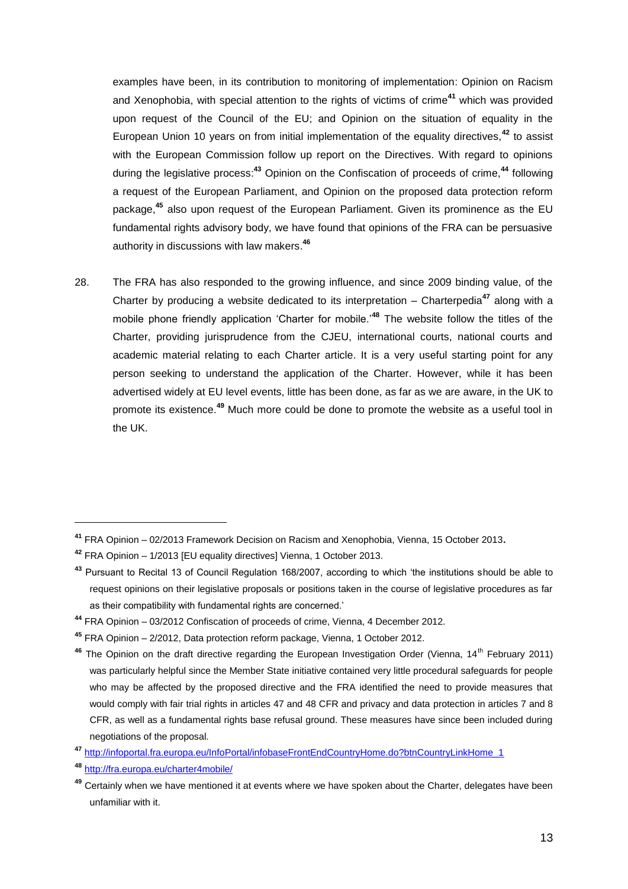examples have been, in its contribution to monitoring of implementation: Opinion on Racism and Xenophobia, with special attention to the rights of victims of crime[41] which was provided upon request of the Council of the EU; and Opinion on the situation of equality in the European Union 10 years on from initial implementation of the equality directives,[42] to assist with the European Commission follow up report on the Directives. With regard to opinions during the legislative process:[43] Opinion on the Confiscation of proceeds of crime,[44] following a request of the European Parliament, and Opinion on the proposed data protection reform package,[45] also upon request of the European Parliament. Given its prominence as the EU fundamental rights advisory body, we have found that opinions of the FRA can be persuasive authority in discussions with law makers.[46]

28. The FRA has also responded to the growing influence, and since 2009 binding value, of the Charter by producing a website dedicated to its interpretation – Charterpedia[47] along with a mobile phone friendly application 'Charter for mobile.'[48] The website follow the titles of the Charter, providing jurisprudence from the CJEU, international courts, national courts and academic material relating to each Charter article. It is a very useful starting point for any person seeking to understand the application of the Charter. However, while it has been advertised widely at EU level events, little has been done, as far as we are aware, in the UK to promote its existence.[49] Much more could be done to promote the website as a useful tool in the UK.

---

[41] FRA Opinion – 02/2013 Framework Decision on Racism and Xenophobia, Vienna, 15 October 2013.

[42] FRA Opinion – 1/2013 [EU equality directives] Vienna, 1 October 2013.

[43] Pursuant to Recital 13 of Council Regulation 168/2007, according to which 'the institutions should be able to request opinions on their legislative proposals or positions taken in the course of legislative procedures as far as their compatibility with fundamental rights are concerned.'

[44] FRA Opinion – 03/2012 Confiscation of proceeds of crime, Vienna, 4 December 2012.

[45] FRA Opinion – 2/2012, Data protection reform package, Vienna, 1 October 2012.

[46] The Opinion on the draft directive regarding the European Investigation Order (Vienna, 14th February 2011) was particularly helpful since the Member State initiative contained very little procedural safeguards for people who may be affected by the proposed directive and the FRA identified the need to provide measures that would comply with fair trial rights in articles 47 and 48 CFR and privacy and data protection in articles 7 and 8 CFR, as well as a fundamental rights base refusal ground. These measures have since been included during negotiations of the proposal.

[47] http://infoportal.fra.europa.eu/InfoPortal/infobaseFrontEndCountryHome.do?btnCountryLinkHome_1

[48] http://fra.europa.eu/charter4mobile/

[49] Certainly when we have mentioned it at events where we have spoken about the Charter, delegates have been unfamiliar with it.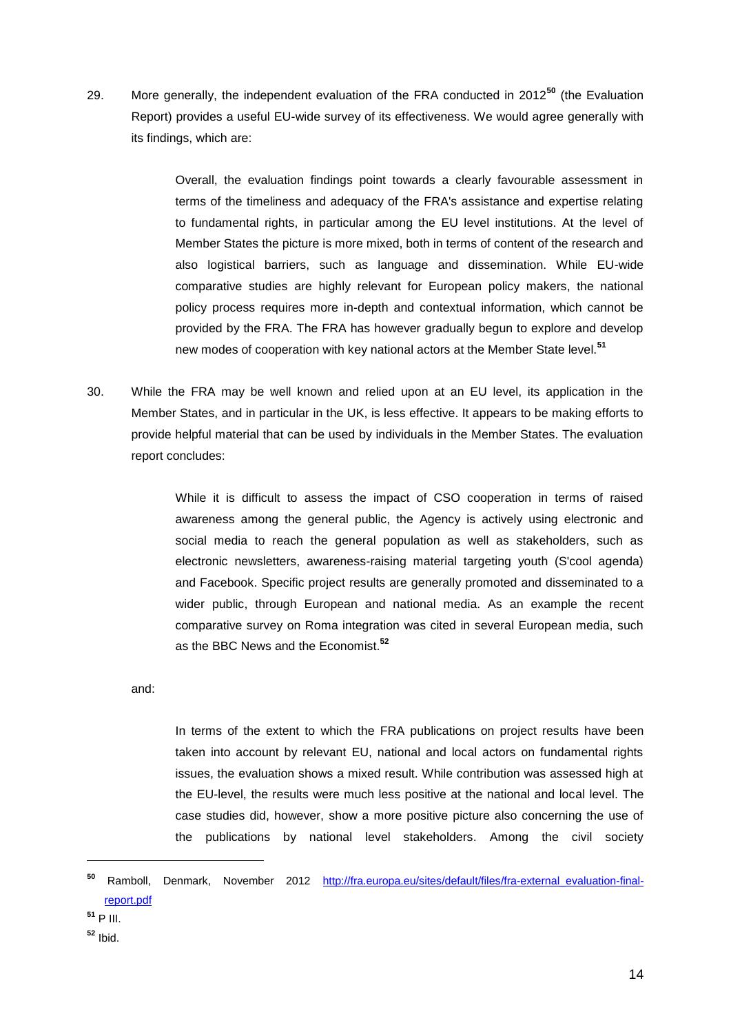29. More generally, the independent evaluation of the FRA conducted in 2012[50] (the Evaluation Report) provides a useful EU-wide survey of its effectiveness. We would agree generally with its findings, which are:

> Overall, the evaluation findings point towards a clearly favourable assessment in terms of the timeliness and adequacy of the FRA's assistance and expertise relating to fundamental rights, in particular among the EU level institutions. At the level of Member States the picture is more mixed, both in terms of content of the research and also logistical barriers, such as language and dissemination. While EU-wide comparative studies are highly relevant for European policy makers, the national policy process requires more in-depth and contextual information, which cannot be provided by the FRA. The FRA has however gradually begun to explore and develop new modes of cooperation with key national actors at the Member State level.[51]

30. While the FRA may be well known and relied upon at an EU level, its application in the Member States, and in particular in the UK, is less effective. It appears to be making efforts to provide helpful material that can be used by individuals in the Member States. The evaluation report concludes:

> While it is difficult to assess the impact of CSO cooperation in terms of raised awareness among the general public, the Agency is actively using electronic and social media to reach the general population as well as stakeholders, such as electronic newsletters, awareness-raising material targeting youth (S'cool agenda) and Facebook. Specific project results are generally promoted and disseminated to a wider public, through European and national media. As an example the recent comparative survey on Roma integration was cited in several European media, such as the BBC News and the Economist.[52]

and:

> In terms of the extent to which the FRA publications on project results have been taken into account by relevant EU, national and local actors on fundamental rights issues, the evaluation shows a mixed result. While contribution was assessed high at the EU-level, the results were much less positive at the national and local level. The case studies did, however, show a more positive picture also concerning the use of the publications by national level stakeholders. Among the civil society

---

[50] Ramboll, Denmark, November 2012 [http://fra.europa.eu/sites/default/files/fra-external_evaluation-final-report.pdf](http://fra.europa.eu/sites/default/files/fra-external_evaluation-final-report.pdf)

[51] P III.

[52] Ibid.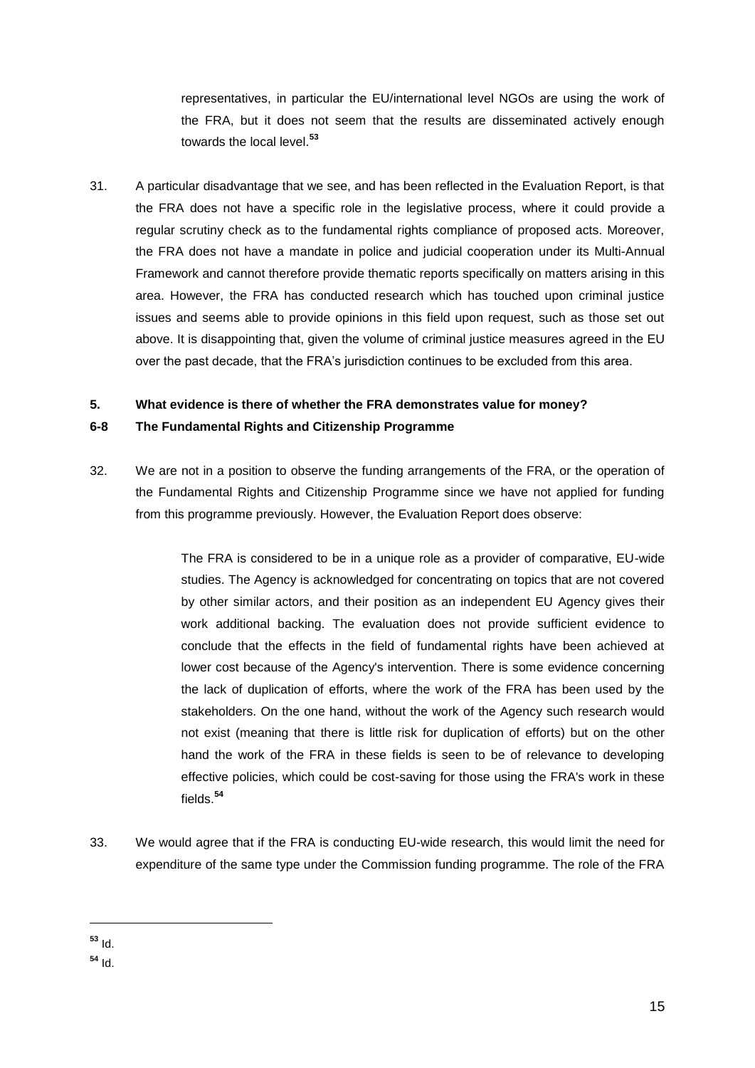representatives, in particular the EU/international level NGOs are using the work of the FRA, but it does not seem that the results are disseminated actively enough towards the local level.[53]

31. A particular disadvantage that we see, and has been reflected in the Evaluation Report, is that the FRA does not have a specific role in the legislative process, where it could provide a regular scrutiny check as to the fundamental rights compliance of proposed acts. Moreover, the FRA does not have a mandate in police and judicial cooperation under its Multi-Annual Framework and cannot therefore provide thematic reports specifically on matters arising in this area. However, the FRA has conducted research which has touched upon criminal justice issues and seems able to provide opinions in this field upon request, such as those set out above. It is disappointing that, given the volume of criminal justice measures agreed in the EU over the past decade, that the FRA's jurisdiction continues to be excluded from this area.

**5. What evidence is there of whether the FRA demonstrates value for money?**

**6-8 The Fundamental Rights and Citizenship Programme**

32. We are not in a position to observe the funding arrangements of the FRA, or the operation of the Fundamental Rights and Citizenship Programme since we have not applied for funding from this programme previously. However, the Evaluation Report does observe:

> The FRA is considered to be in a unique role as a provider of comparative, EU-wide studies. The Agency is acknowledged for concentrating on topics that are not covered by other similar actors, and their position as an independent EU Agency gives their work additional backing. The evaluation does not provide sufficient evidence to conclude that the effects in the field of fundamental rights have been achieved at lower cost because of the Agency's intervention. There is some evidence concerning the lack of duplication of efforts, where the work of the FRA has been used by the stakeholders. On the one hand, without the work of the Agency such research would not exist (meaning that there is little risk for duplication of efforts) but on the other hand the work of the FRA in these fields is seen to be of relevance to developing effective policies, which could be cost-saving for those using the FRA's work in these fields.[54]

33. We would agree that if the FRA is conducting EU-wide research, this would limit the need for expenditure of the same type under the Commission funding programme. The role of the FRA

---

[53] Id.

[54] Id.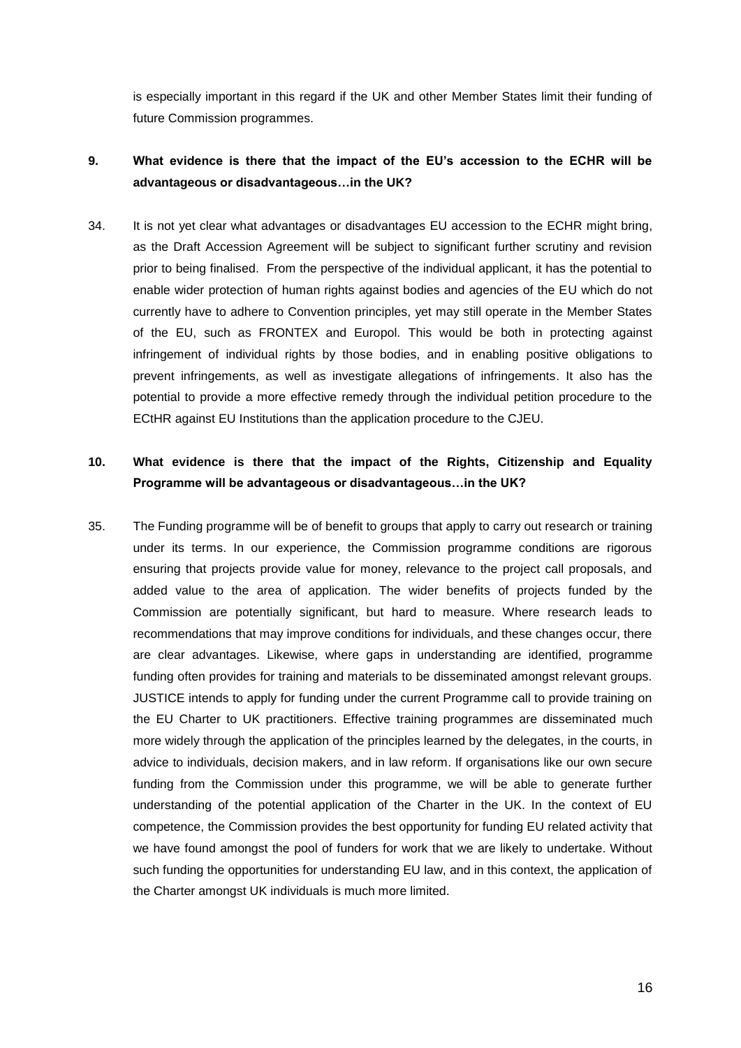is especially important in this regard if the UK and other Member States limit their funding of future Commission programmes.

**9. What evidence is there that the impact of the EU's accession to the ECHR will be advantageous or disadvantageous…in the UK?**

34. It is not yet clear what advantages or disadvantages EU accession to the ECHR might bring, as the Draft Accession Agreement will be subject to significant further scrutiny and revision prior to being finalised. From the perspective of the individual applicant, it has the potential to enable wider protection of human rights against bodies and agencies of the EU which do not currently have to adhere to Convention principles, yet may still operate in the Member States of the EU, such as FRONTEX and Europol. This would be both in protecting against infringement of individual rights by those bodies, and in enabling positive obligations to prevent infringements, as well as investigate allegations of infringements. It also has the potential to provide a more effective remedy through the individual petition procedure to the ECtHR against EU Institutions than the application procedure to the CJEU.

**10. What evidence is there that the impact of the Rights, Citizenship and Equality Programme will be advantageous or disadvantageous…in the UK?**

35. The Funding programme will be of benefit to groups that apply to carry out research or training under its terms. In our experience, the Commission programme conditions are rigorous ensuring that projects provide value for money, relevance to the project call proposals, and added value to the area of application. The wider benefits of projects funded by the Commission are potentially significant, but hard to measure. Where research leads to recommendations that may improve conditions for individuals, and these changes occur, there are clear advantages. Likewise, where gaps in understanding are identified, programme funding often provides for training and materials to be disseminated amongst relevant groups. JUSTICE intends to apply for funding under the current Programme call to provide training on the EU Charter to UK practitioners. Effective training programmes are disseminated much more widely through the application of the principles learned by the delegates, in the courts, in advice to individuals, decision makers, and in law reform. If organisations like our own secure funding from the Commission under this programme, we will be able to generate further understanding of the potential application of the Charter in the UK. In the context of EU competence, the Commission provides the best opportunity for funding EU related activity that we have found amongst the pool of funders for work that we are likely to undertake. Without such funding the opportunities for understanding EU law, and in this context, the application of the Charter amongst UK individuals is much more limited.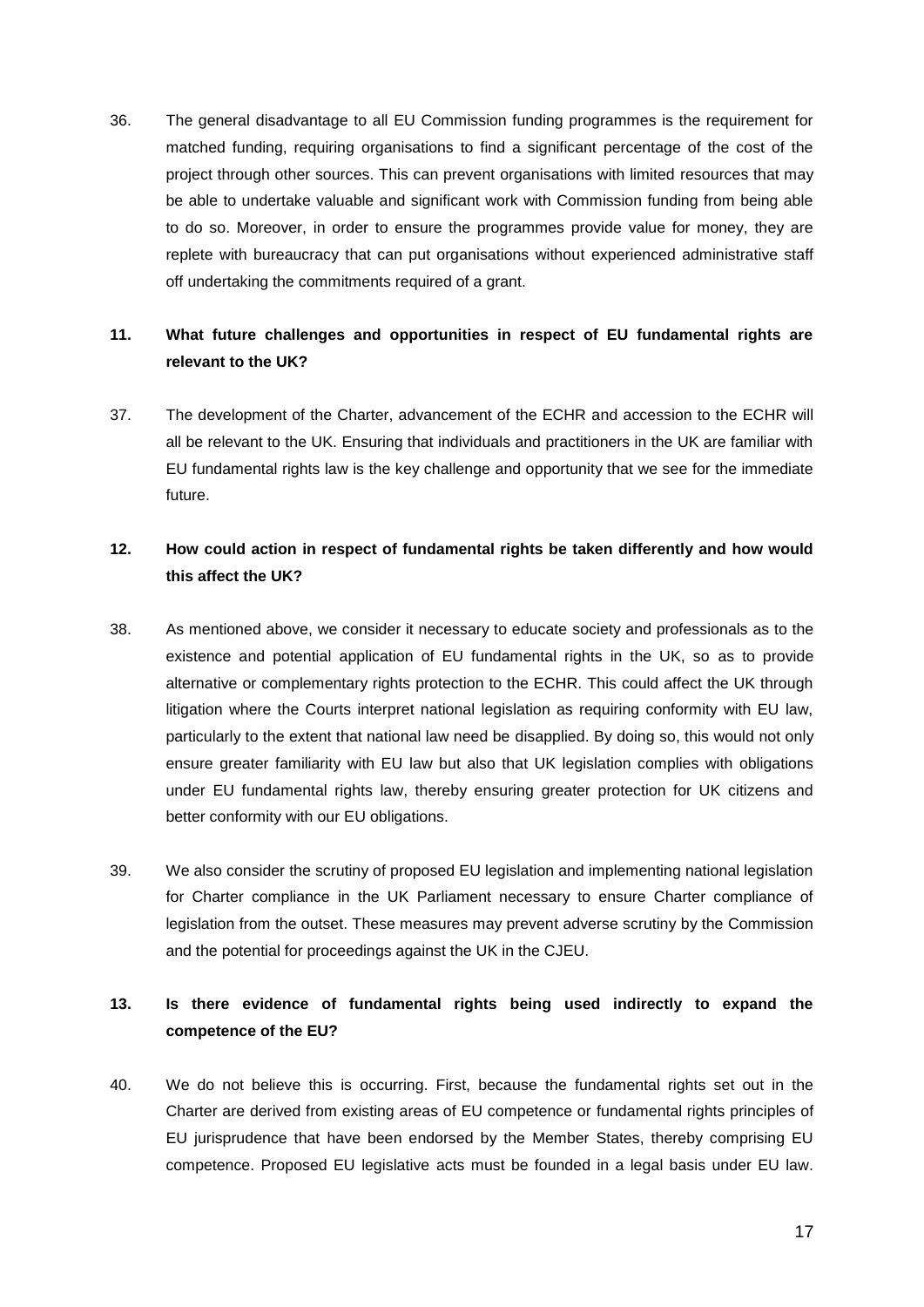36. The general disadvantage to all EU Commission funding programmes is the requirement for matched funding, requiring organisations to find a significant percentage of the cost of the project through other sources. This can prevent organisations with limited resources that may be able to undertake valuable and significant work with Commission funding from being able to do so. Moreover, in order to ensure the programmes provide value for money, they are replete with bureaucracy that can put organisations without experienced administrative staff off undertaking the commitments required of a grant.

**11. What future challenges and opportunities in respect of EU fundamental rights are relevant to the UK?**

37. The development of the Charter, advancement of the ECHR and accession to the ECHR will all be relevant to the UK. Ensuring that individuals and practitioners in the UK are familiar with EU fundamental rights law is the key challenge and opportunity that we see for the immediate future.

**12. How could action in respect of fundamental rights be taken differently and how would this affect the UK?**

38. As mentioned above, we consider it necessary to educate society and professionals as to the existence and potential application of EU fundamental rights in the UK, so as to provide alternative or complementary rights protection to the ECHR. This could affect the UK through litigation where the Courts interpret national legislation as requiring conformity with EU law, particularly to the extent that national law need be disapplied. By doing so, this would not only ensure greater familiarity with EU law but also that UK legislation complies with obligations under EU fundamental rights law, thereby ensuring greater protection for UK citizens and better conformity with our EU obligations.

39. We also consider the scrutiny of proposed EU legislation and implementing national legislation for Charter compliance in the UK Parliament necessary to ensure Charter compliance of legislation from the outset. These measures may prevent adverse scrutiny by the Commission and the potential for proceedings against the UK in the CJEU.

**13. Is there evidence of fundamental rights being used indirectly to expand the competence of the EU?**

40. We do not believe this is occurring. First, because the fundamental rights set out in the Charter are derived from existing areas of EU competence or fundamental rights principles of EU jurisprudence that have been endorsed by the Member States, thereby comprising EU competence. Proposed EU legislative acts must be founded in a legal basis under EU law.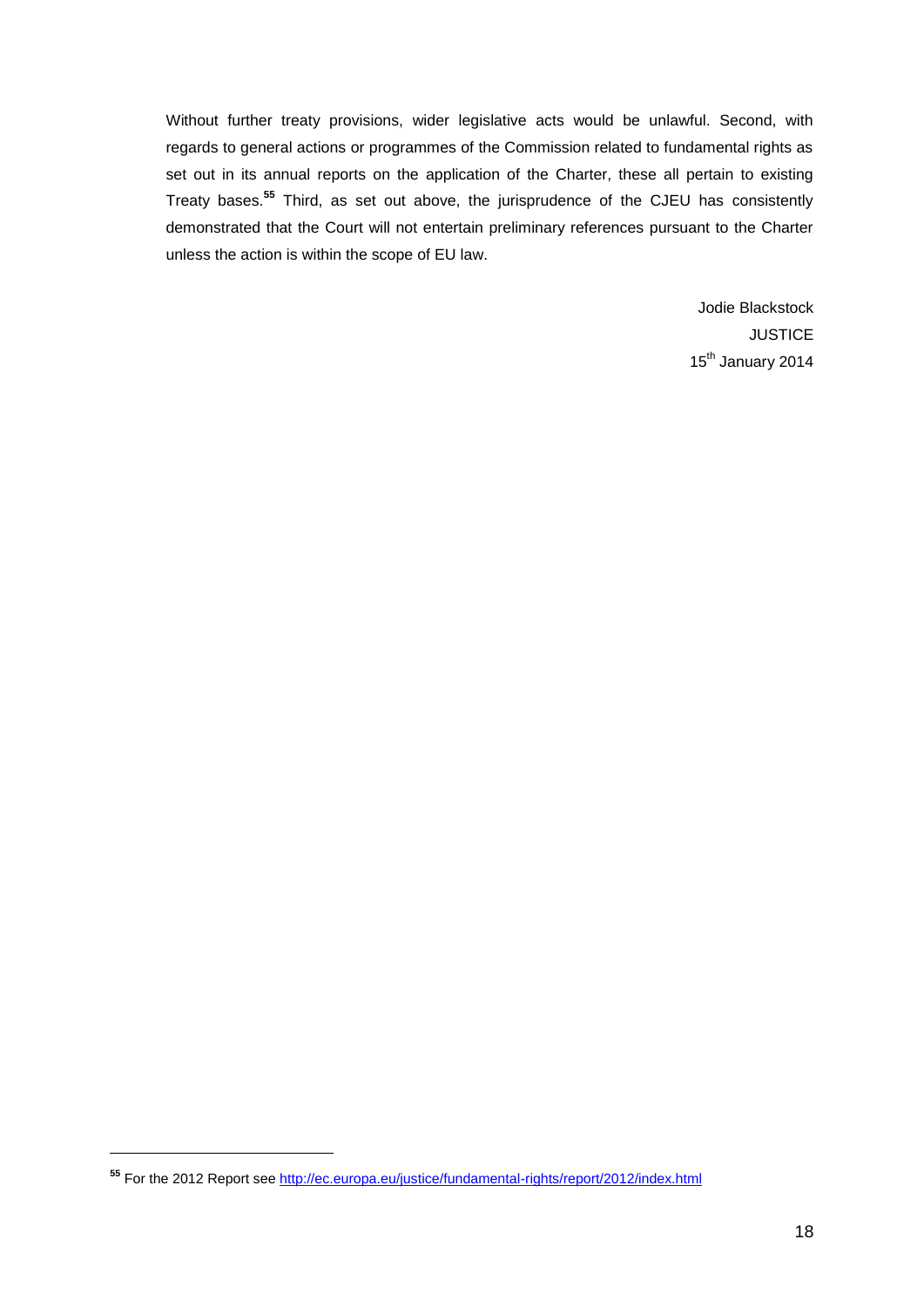Without further treaty provisions, wider legislative acts would be unlawful. Second, with regards to general actions or programmes of the Commission related to fundamental rights as set out in its annual reports on the application of the Charter, these all pertain to existing Treaty bases.[55] Third, as set out above, the jurisprudence of the CJEU has consistently demonstrated that the Court will not entertain preliminary references pursuant to the Charter unless the action is within the scope of EU law.

Jodie Blackstock
JUSTICE
15th January 2014

---

[55] For the 2012 Report see http://ec.europa.eu/justice/fundamental-rights/report/2012/index.html